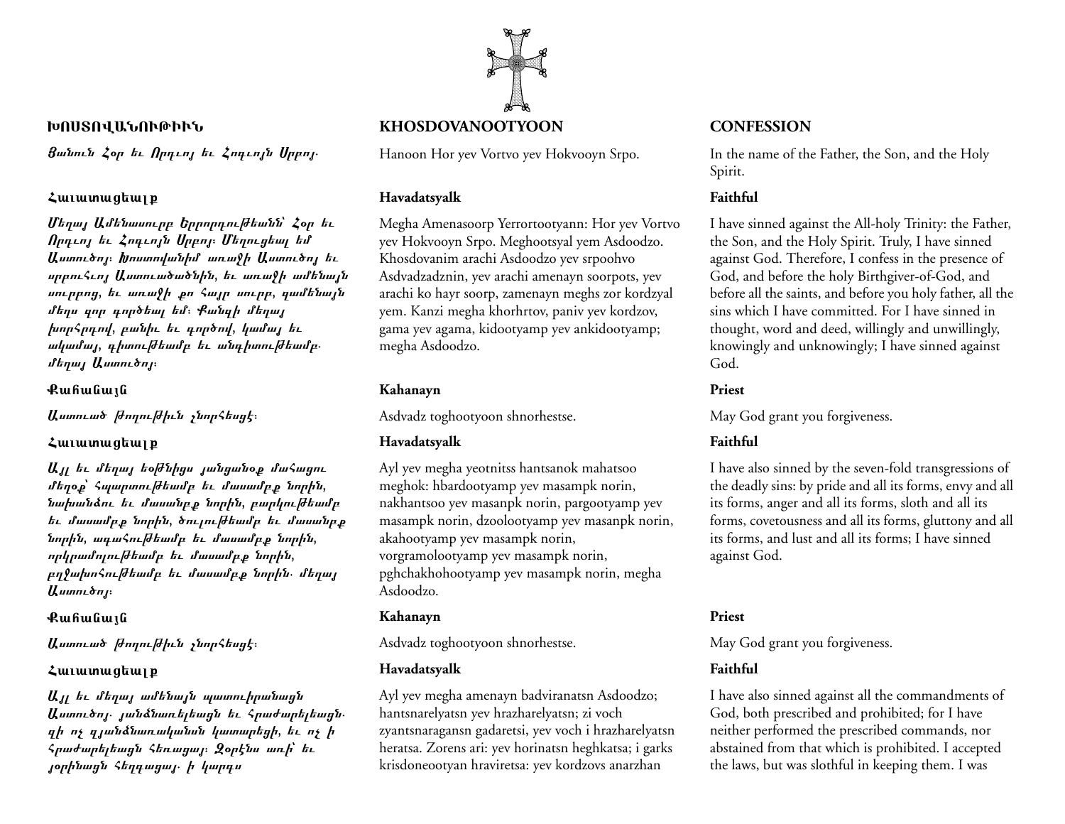# ԽՈՍՏՈՎԱՆՈՒԹԻՒՆ

*Յանուն Հօր եւ Որդւոյ եւ Հոգւոյն Սրբոյ.*

**Հաւատացեալք**

*Մեղայ Ամենասուրբ Երրորդութեանն՝ Հօր եւ Որդւոյ եւ Հոգւոյն Սրբոյ: Մեղուցեալ եմ Աստուծոյ: Խոստովանիմ առաջի Աստուծոյ եւ սրբուհւոյ Աստուածածնին, եւ առաջի ամենայն սուրբոց, եւ առաջի քո հայր սուրբ, զամենայն մեղս զոր գործեալ եմ: Քանզի մեղայ խորհրդով, բանիւ եւ գործով, կամայ եւ ակամայ, գիտութեամբ եւ անգիտութեամբ. մեղայ Աստուծոյ:*

**Քահանայն**

*Աստուած թողութիւն շնորհեսցէ:*

**Հաւատացեալք**

*Այլ եւ մեղայ եօթնիցս յանցանօք մահացու մեղօք՝ հպարտութեամբ եւ մասամբք նորին, նախանձու եւ մասանբք նորին, բարկութեամբ եւ մասամբք նորին, ծուլութեամբ եւ մասանբք նորին, ագահութեամբ եւ մասամբք նորին, որկրամոլութեամբ եւ մասամբք նորին, բղջախոհութեամբ եւ մասամբք նորին. մեղայ Աստուծոյ:*

**Քահանայն**

*Աստուած թողութիւն շնորհեսցէ:*

**Հաւատացեալք**

*Այլ եւ մեղայ ամենայն պատուիրանացն Աստուծոյ. յանձնառելեացն եւ հրաժարելեացն. զի ոչ զյանձնառականսն կատարեցի, եւ ոչ ի հրաժարելեացն հեռացայ: Զօրէնս առի՛ եւ յօրինացն հեղգացայ. ի կարգս*

# KHOSDOVANOOTYOON

Hanoon Hor yev Vortvo yev Hokvooyn Srpo.

**Havadatsyalk**

Megha Amenasoorp Yerrortootyann: Hor yev Vortvo yev Hokvooyn Srpo. Meghootsyal yem Asdoodzo. Khosdovanim arachi Asdoodzo yev srpoohvo Asdvadzadznin, yev arachi amenayn soorpots, yev arachi ko hayr soorp, zamenayn meghs zor kordzyal yem. Kanzi megha khorhrtov, paniv yev kordzov, gama yev agama, kidootyamp yev ankidootyamp; megha Asdoodzo.

**Kahanayn**

Asdvadz toghootyoon shnorhestse.

**Havadatsyalk**

Ayl yev megha yeotnitss hantsanok mahatsoo meghok: hbardootyamp yev masampk norin, nakhantsoo yev masanpk norin, pargootyamp yev masampk norin, dzoolootyamp yev masanpk norin, akahootyamp yev masampk norin, vorgramolootyamp yev masampk norin, pghchakhohootyamp yev masampk norin, megha Asdoodzo.

**Kahanayn**

Asdvadz toghootyoon shnorhestse.

**Havadatsyalk**

Ayl yev megha amenayn badviranatsn Asdoodzo; hantsnarelyatsn yev hrazharelyatsn; zi voch zyantsnaragansn gadaretsi, yev voch i hrazharelyatsn heratsa. Zorens ari: yev horinatsn heghkatsa; i garks krisdoneootyan hraviretsa: yev kordzovs anarzhan

# CONFESSION

In the name of the Father, the Son, and the Holy Spirit.

**Faithful**

I have sinned against the All-holy Trinity: the Father, the Son, and the Holy Spirit. Truly, I have sinned against God. Therefore, I confess in the presence of God, and before the holy Birthgiver-of-God, and before all the saints, and before you holy father, all the sins which I have committed. For I have sinned in thought, word and deed, willingly and unwillingly, knowingly and unknowingly; I have sinned against God.

**Priest**

May God grant you forgiveness.

**Faithful**

I have also sinned by the seven-fold transgressions of the deadly sins: by pride and all its forms, envy and all its forms, anger and all its forms, sloth and all its forms, covetousness and all its forms, gluttony and all its forms, and lust and all its forms; I have sinned against God.

**Priest**

May God grant you forgiveness.

**Faithful**

I have also sinned against all the commandments of God, both prescribed and prohibited; for I have neither performed the prescribed commands, nor abstained from that which is prohibited. I accepted the laws, but was slothful in keeping them. I was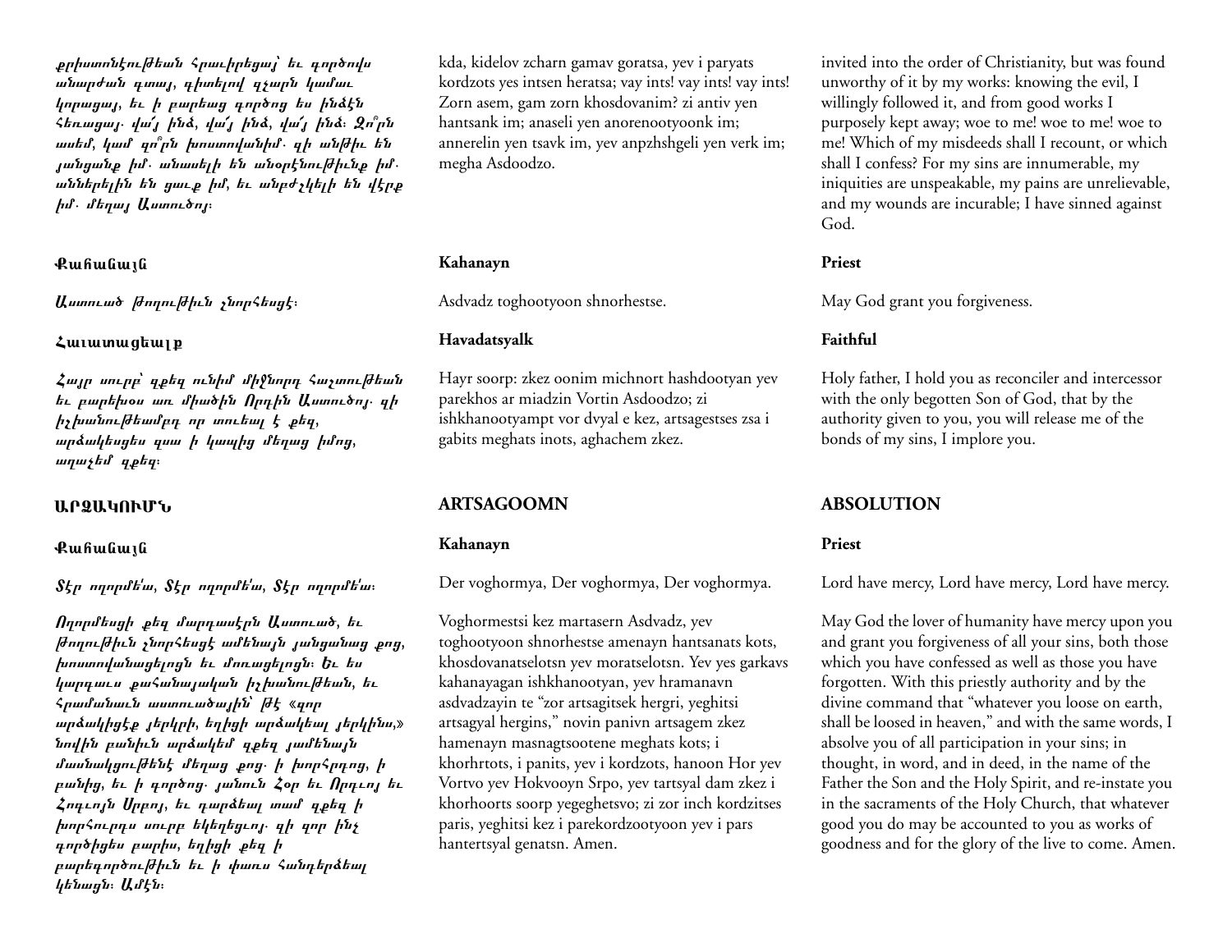*քրիստոնէութեան հրաւիրեցայ՝ եւ գործովս անարժան գտայ, գիտելով զչարն կամաւ կորացայ, եւ ի բարեաց գործոց ես ինձէն հեռացայ· վա՜յ ինձ, վա՜յ ինձ, վա՜յ ինձ։ Զո՞րն ասեմ, կամ զո՞րն խոստովանիմ· զի անթիւ են յանցանք իմ· անասելի են անօրէնութիւնք իմ· աններելին են ցաւք իմ, եւ անբժշկելի են վէրք իմ· մեղայ Աստուծոյ։*

**Քահանայն**

*Աստուած թողութիւն շնորհեսցէ։*

**Հաւատացեալք**

*Հայր սուրբ՝ զքեզ ունիմ միջնորդ հաշտութեան եւ բարեխօս առ միածին Որդին Աստուծոյ· զի իշխանութեամբդ որ տուեալ է քեզ, արձակեսցես զսա ի կապից մեղաց իմոց, աղաչեմ զքեզ։*

## ԱՐՁԱԿՈՒՄՆ

**Քահանայն**

*Տէր ողորմեա՛, Տէր ողորմեա՛, Տէր ողորմեա՛։*

*Ողորմեսցի քեզ մարդասէրն Աստուած, եւ թողութիւն շնորհեսցէ ամենայն յանցանաց քոց, խոստովանեցելոցն եւ մոռացելոցն։ Եւ ես կարգաւս քահանայական իշխանութեան, եւ հրամանաւն աստուածային՝ թէ «զոր արձակիցէք յերկրի, եղիցի արձակեալ յերկինս,» նովին բանիւն արձակեմ զքեզ յամենայն մասնակցութենէ մեղաց քոց· ի խորհրդոց, ի բանից, եւ ի գործոց· յանունն Հօր եւ Որդւոյ եւ Հոգւոյն Սրբոյ, եւ դարձեալ տամ զքեզ ի խորհուրդս սուրբ եկեղեցւոյ· զի զոր ինչ գործիցես բարիս, եղիցի քեզ ի բարեգործութիւն եւ ի փառս հանդերձեալ կենացն։ Ամէն։*

kda, kidelov zcharn gamav goratsa, yev i paryats kordzots yes intsen heratsa; vay ints! vay ints! vay ints! Zorn asem, gam zorn khosdovanim? zi antiv yen hantsank im; anaseli yen anorenootyoonk im; annerelin yen tsavk im, yev anpzhshgeli yen verk im; megha Asdoodzo.

**Kahanayn**

Asdvadz toghootyoon shnorhestse.

**Havadatsyalk**

Hayr soorp: zkez oonim michnort hashdootyan yev parekhos ar miadzin Vortin Asdoodzo; zi ishkhanootyampt vor dvyal e kez, artsagestses zsa i gabits meghats inots, aghachem zkez.

## ARTSAGOOMN

**Kahanayn**

Der voghormya, Der voghormya, Der voghormya.

Voghormestsi kez martasern Asdvadz, yev toghootyoon shnorhestse amenayn hantsanats kots, khosdovanatselotsn yev moratselotsn. Yev yes garkavs kahanayagan ishkhanootyan, yev hramanavn asdvadzayin te "zor artsagitsek hergri, yeghitsi artsagyal hergins," novin panivn artsagem zkez hamenayn masnagtsootene meghats kots; i khorhrtots, i panits, yev i kordzots, hanoon Hor yev Vortvo yev Hokvooyn Srpo, yev tartsyal dam zkez i khorhoorts soorp yegeghetsvo; zi zor inch kordzitses paris, yeghitsi kez i parekordzootyoon yev i pars hantertsyal genatsn. Amen.

invited into the order of Christianity, but was found unworthy of it by my works: knowing the evil, I willingly followed it, and from good works I purposely kept away; woe to me! woe to me! woe to me! Which of my misdeeds shall I recount, or which shall I confess? For my sins are innumerable, my iniquities are unspeakable, my pains are unrelievable, and my wounds are incurable; I have sinned against God.

**Priest**

May God grant you forgiveness.

**Faithful**

Holy father, I hold you as reconciler and intercessor with the only begotten Son of God, that by the authority given to you, you will release me of the bonds of my sins, I implore you.

## ABSOLUTION

**Priest**

Lord have mercy, Lord have mercy, Lord have mercy.

May God the lover of humanity have mercy upon you and grant you forgiveness of all your sins, both those which you have confessed as well as those you have forgotten. With this priestly authority and by the divine command that "whatever you loose on earth, shall be loosed in heaven," and with the same words, I absolve you of all participation in your sins; in thought, in word, and in deed, in the name of the Father the Son and the Holy Spirit, and re-instate you in the sacraments of the Holy Church, that whatever good you do may be accounted to you as works of goodness and for the glory of the live to come. Amen.